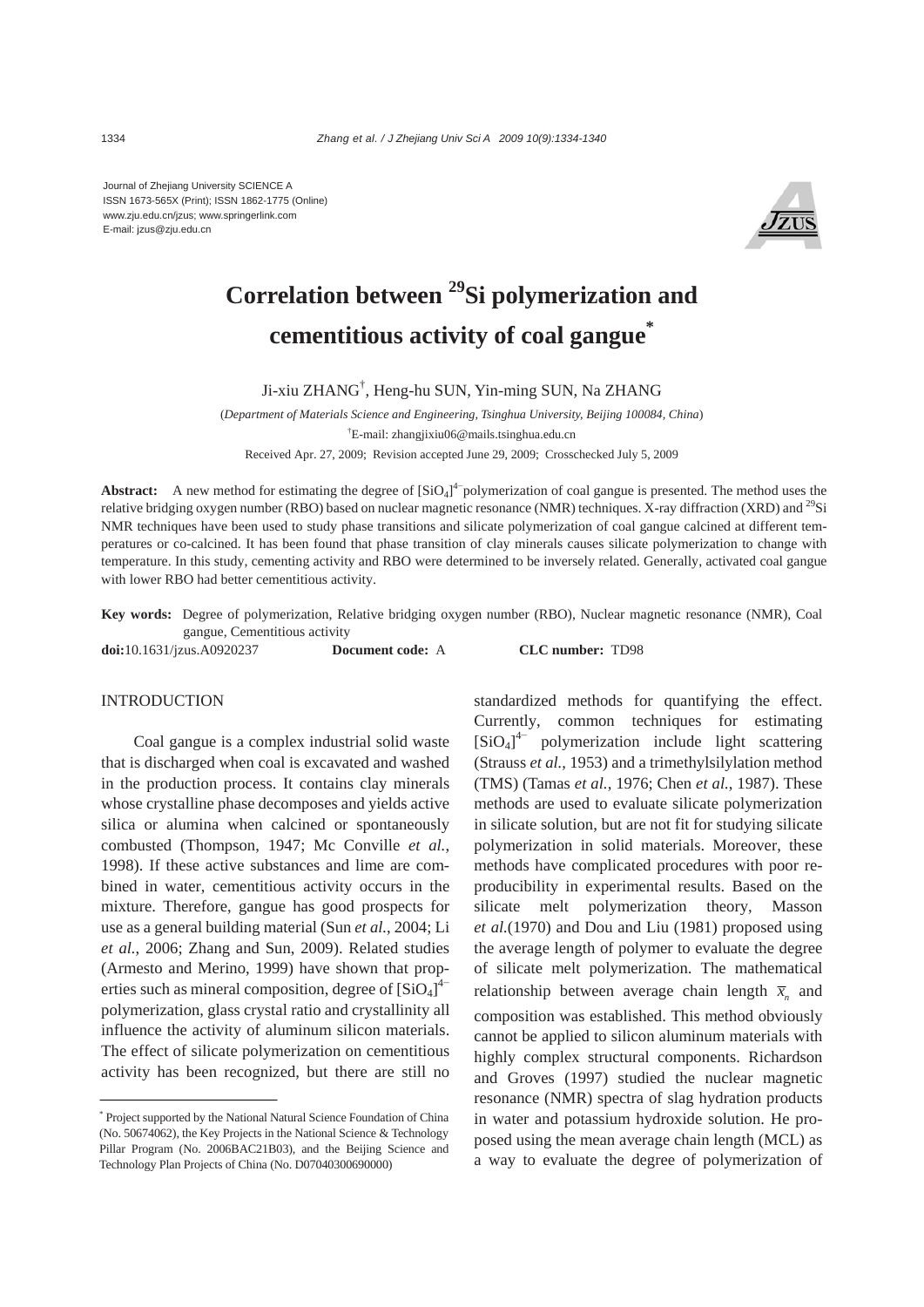Journal of Zhejiang University SCIENCE A
ISSN 1673-565X (Print); ISSN 1862-1775 (Online)
www.zju.edu.cn/jzus; www.springerlink.com
E-mail: jzus@zju.edu.cn

# Correlation between $^{29}$Si polymerization and cementitious activity of coal gangue*

Ji-xiu ZHANG†, Heng-hu SUN, Yin-ming SUN, Na ZHANG

(*Department of Materials Science and Engineering, Tsinghua University, Beijing 100084, China*)

†E-mail: zhangjixiu06@mails.tsinghua.edu.cn

Received Apr. 27, 2009; Revision accepted June 29, 2009; Crosschecked July 5, 2009

**Abstract:** A new method for estimating the degree of $[SiO_4]^{4-}$ polymerization of coal gangue is presented. The method uses the relative bridging oxygen number (RBO) based on nuclear magnetic resonance (NMR) techniques. X-ray diffraction (XRD) and $^{29}$Si NMR techniques have been used to study phase transitions and silicate polymerization of coal gangue calcined at different temperatures or co-calcined. It has been found that phase transition of clay minerals causes silicate polymerization to change with temperature. In this study, cementing activity and RBO were determined to be inversely related. Generally, activated coal gangue with lower RBO had better cementitious activity.

**Key words:** Degree of polymerization, Relative bridging oxygen number (RBO), Nuclear magnetic resonance (NMR), Coal gangue, Cementitious activity

**doi:**10.1631/jzus.A0920237 **Document code:** A **CLC number:** TD98

## INTRODUCTION

Coal gangue is a complex industrial solid waste that is discharged when coal is excavated and washed in the production process. It contains clay minerals whose crystalline phase decomposes and yields active silica or alumina when calcined or spontaneously combusted (Thompson, 1947; Mc Conville *et al.*, 1998). If these active substances and lime are combined in water, cementitious activity occurs in the mixture. Therefore, gangue has good prospects for use as a general building material (Sun *et al.*, 2004; Li *et al.*, 2006; Zhang and Sun, 2009). Related studies (Armesto and Merino, 1999) have shown that properties such as mineral composition, degree of $[SiO_4]^{4-}$ polymerization, glass crystal ratio and crystallinity all influence the activity of aluminum silicon materials. The effect of silicate polymerization on cementitious activity has been recognized, but there are still no standardized methods for quantifying the effect. Currently, common techniques for estimating $[SiO_4]^{4-}$ polymerization include light scattering (Strauss *et al.*, 1953) and a trimethylsilylation method (TMS) (Tamas *et al.*, 1976; Chen *et al.*, 1987). These methods are used to evaluate silicate polymerization in silicate solution, but are not fit for studying silicate polymerization in solid materials. Moreover, these methods have complicated procedures with poor reproducibility in experimental results. Based on the silicate melt polymerization theory, Masson *et al.*(1970) and Dou and Liu (1981) proposed using the average length of polymer to evaluate the degree of silicate melt polymerization. The mathematical relationship between average chain length $\overline{x}_n$ and composition was established. This method obviously cannot be applied to silicon aluminum materials with highly complex structural components. Richardson and Groves (1997) studied the nuclear magnetic resonance (NMR) spectra of slag hydration products in water and potassium hydroxide solution. He proposed using the mean average chain length (MCL) as a way to evaluate the degree of polymerization of

---

* Project supported by the National Natural Science Foundation of China (No. 50674062), the Key Projects in the National Science & Technology Pillar Program (No. 2006BAC21B03), and the Beijing Science and Technology Plan Projects of China (No. D07040300690000)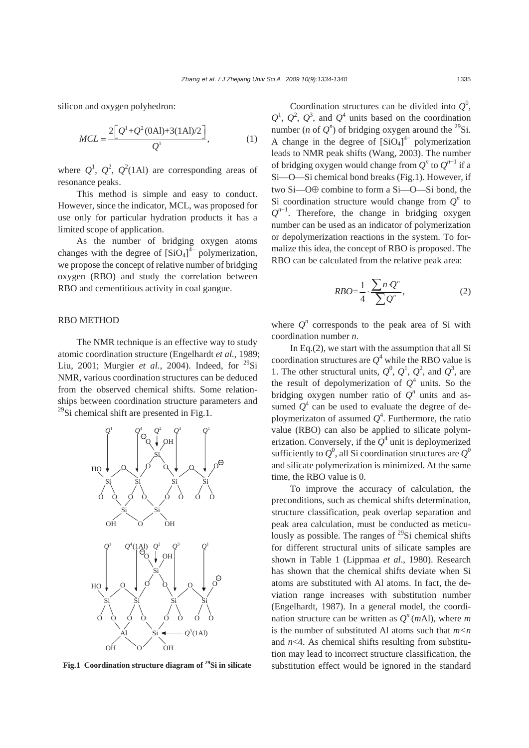silicon and oxygen polyhedron:

$$MCL = \frac{2\left[Q^1 + Q^2(0\text{Al}) + 3(1\text{Al})/2\right]}{Q^1}, \tag{1}$$

where $Q^1$, $Q^2$, $Q^2$(1Al) are corresponding areas of resonance peaks.

This method is simple and easy to conduct. However, since the indicator, MCL, was proposed for use only for particular hydration products it has a limited scope of application.

As the number of bridging oxygen atoms changes with the degree of $[SiO_4]^{4-}$ polymerization, we propose the concept of relative number of bridging oxygen (RBO) and study the correlation between RBO and cementitious activity in coal gangue.

## RBO METHOD

The NMR technique is an effective way to study atomic coordination structure (Engelhardt *et al.*, 1989; Liu, 2001; Murgier *et al.*, 2004). Indeed, for $^{29}$Si NMR, various coordination structures can be deduced from the observed chemical shifts. Some relationships between coordination structure parameters and $^{29}$Si chemical shift are presented in Fig.1.

**Fig.1 Coordination structure diagram of $^{29}$Si in silicate**

Coordination structures can be divided into $Q^0$, $Q^1$, $Q^2$, $Q^3$, and $Q^4$ units based on the coordination number ($n$ of $Q^n$) of bridging oxygen around the $^{29}$Si. A change in the degree of $[SiO_4]^{4-}$ polymerization leads to NMR peak shifts (Wang, 2003). The number of bridging oxygen would change from $Q^n$ to $Q^{n-1}$ if a Si—O—Si chemical bond breaks (Fig.1). However, if two Si—O⊕ combine to form a Si—O—Si bond, the Si coordination structure would change from $Q^n$ to $Q^{n+1}$. Therefore, the change in bridging oxygen number can be used as an indicator of polymerization or depolymerization reactions in the system. To formalize this idea, the concept of RBO is proposed. The RBO can be calculated from the relative peak area:

$$RBO = \frac{1}{4} \cdot \frac{\sum n \cdot Q^n}{\sum Q^n}, \tag{2}$$

where $Q^n$ corresponds to the peak area of Si with coordination number $n$.

In Eq.(2), we start with the assumption that all Si coordination structures are $Q^4$ while the RBO value is 1. The other structural units, $Q^0$, $Q^1$, $Q^2$, and $Q^3$, are the result of depolymerization of $Q^4$ units. So the bridging oxygen number ratio of $Q^n$ units and assumed $Q^4$ can be used to evaluate the degree of deploymerizaton of assumed $Q^4$. Furthermore, the ratio value (RBO) can also be applied to silicate polymerization. Conversely, if the $Q^4$ unit is deploymerized sufficiently to $Q^0$, all Si coordination structures are $Q^0$ and silicate polymerization is minimized. At the same time, the RBO value is 0.

To improve the accuracy of calculation, the preconditions, such as chemical shifts determination, structure classification, peak overlap separation and peak area calculation, must be conducted as meticulously as possible. The ranges of $^{29}$Si chemical shifts for different structural units of silicate samples are shown in Table 1 (Lippmaa *et al*., 1980). Research has shown that the chemical shifts deviate when Si atoms are substituted with Al atoms. In fact, the deviation range increases with substitution number (Engelhardt, 1987). In a general model, the coordination structure can be written as $Q^n$($m$Al), where $m$ is the number of substituted Al atoms such that $m<n$ and $n<4$. As chemical shifts resulting from substitution may lead to incorrect structure classification, the substitution effect would be ignored in the standard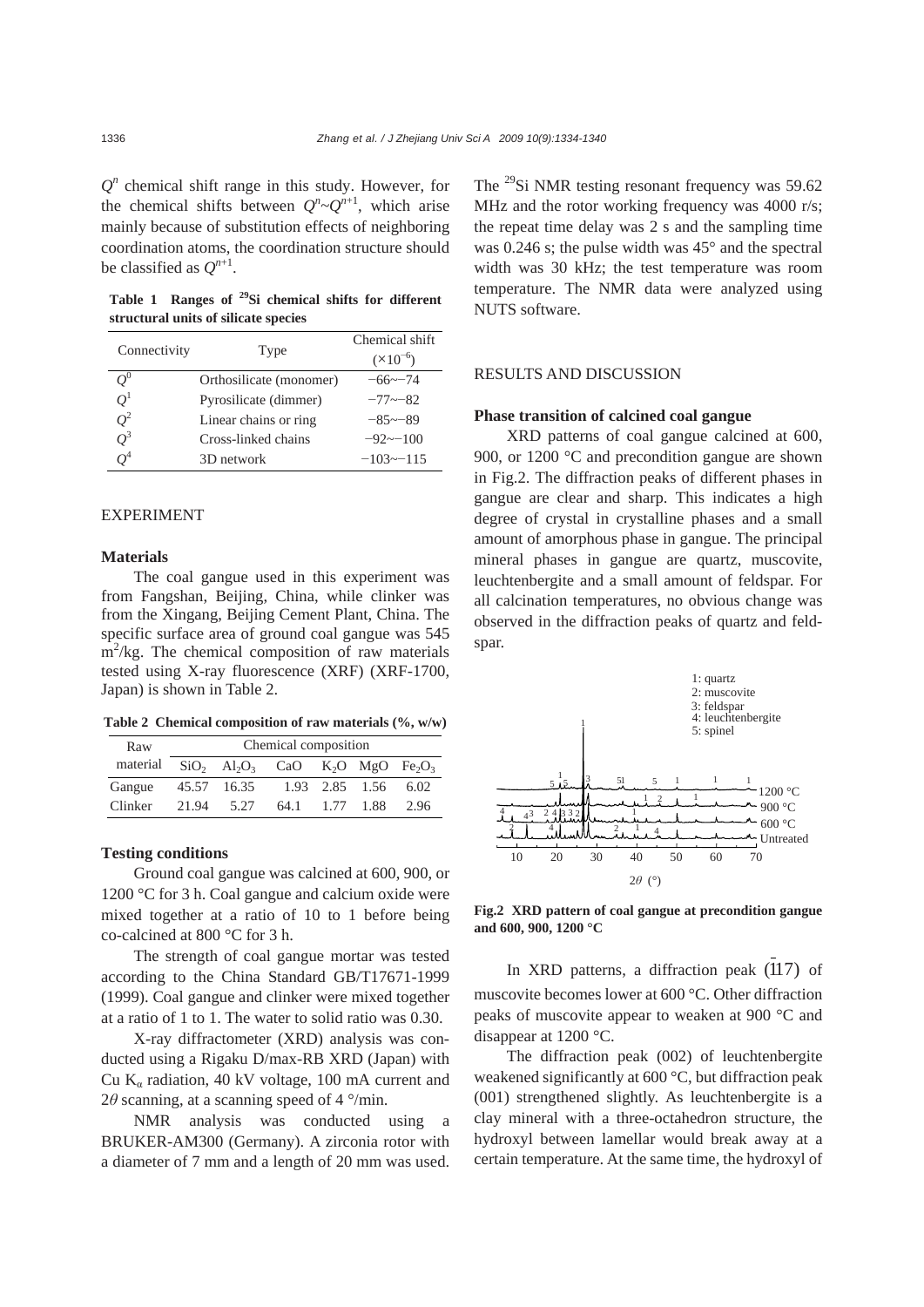$Q^n$ chemical shift range in this study. However, for the chemical shifts between $Q^n$~$Q^{n+1}$, which arise mainly because of substitution effects of neighboring coordination atoms, the coordination structure should be classified as $Q^{n+1}$.

**Table 1 Ranges of $^{29}$Si chemical shifts for different structural units of silicate species**

| Connectivity | Type | Chemical shift ($\times10^{-6}$) |
|---|---|---|
| $Q^0$ | Orthosilicate (monomer) | −66~−74 |
| $Q^1$ | Pyrosilicate (dimmer) | −77~−82 |
| $Q^2$ | Linear chains or ring | −85~−89 |
| $Q^3$ | Cross-linked chains | −92~−100 |
| $Q^4$ | 3D network | −103~−115 |

## EXPERIMENT

### Materials

The coal gangue used in this experiment was from Fangshan, Beijing, China, while clinker was from the Xingang, Beijing Cement Plant, China. The specific surface area of ground coal gangue was 545 m$^2$/kg. The chemical composition of raw materials tested using X-ray fluorescence (XRF) (XRF-1700, Japan) is shown in Table 2.

**Table 2 Chemical composition of raw materials (%, w/w)**

| Raw material | Chemical composition | | | | | |
|---|---|---|---|---|---|---|
| | $SiO_2$ | $Al_2O_3$ | CaO | $K_2O$ | MgO | $Fe_2O_3$ |
| Gangue | 45.57 | 16.35 | 1.93 | 2.85 | 1.56 | 6.02 |
| Clinker | 21.94 | 5.27 | 64.1 | 1.77 | 1.88 | 2.96 |

### Testing conditions

Ground coal gangue was calcined at 600, 900, or 1200 °C for 3 h. Coal gangue and calcium oxide were mixed together at a ratio of 10 to 1 before being co-calcined at 800 °C for 3 h.

The strength of coal gangue mortar was tested according to the China Standard GB/T17671-1999 (1999). Coal gangue and clinker were mixed together at a ratio of 1 to 1. The water to solid ratio was 0.30.

X-ray diffractometer (XRD) analysis was conducted using a Rigaku D/max-RB XRD (Japan) with Cu $K_\alpha$ radiation, 40 kV voltage, 100 mA current and $2\theta$ scanning, at a scanning speed of 4 °/min.

NMR analysis was conducted using a BRUKER-AM300 (Germany). A zirconia rotor with a diameter of 7 mm and a length of 20 mm was used. The $^{29}$Si NMR testing resonant frequency was 59.62 MHz and the rotor working frequency was 4000 r/s; the repeat time delay was 2 s and the sampling time was 0.246 s; the pulse width was 45° and the spectral width was 30 kHz; the test temperature was room temperature. The NMR data were analyzed using NUTS software.

## RESULTS AND DISCUSSION

### Phase transition of calcined coal gangue

XRD patterns of coal gangue calcined at 600, 900, or 1200 °C and precondition gangue are shown in Fig.2. The diffraction peaks of different phases in gangue are clear and sharp. This indicates a high degree of crystal in crystalline phases and a small amount of amorphous phase in gangue. The principal mineral phases in gangue are quartz, muscovite, leuchtenbergite and a small amount of feldspar. For all calcination temperatures, no obvious change was observed in the diffraction peaks of quartz and feldspar.

**Fig.2 XRD pattern of coal gangue at precondition gangue and 600, 900, 1200 °C**

In XRD patterns, a diffraction peak $(\bar{1}17)$ of muscovite becomes lower at 600 °C. Other diffraction peaks of muscovite appear to weaken at 900 °C and disappear at 1200 °C.

The diffraction peak (002) of leuchtenbergite weakened significantly at 600 °C, but diffraction peak (001) strengthened slightly. As leuchtenbergite is a clay mineral with a three-octahedron structure, the hydroxyl between lamellar would break away at a certain temperature. At the same time, the hydroxyl of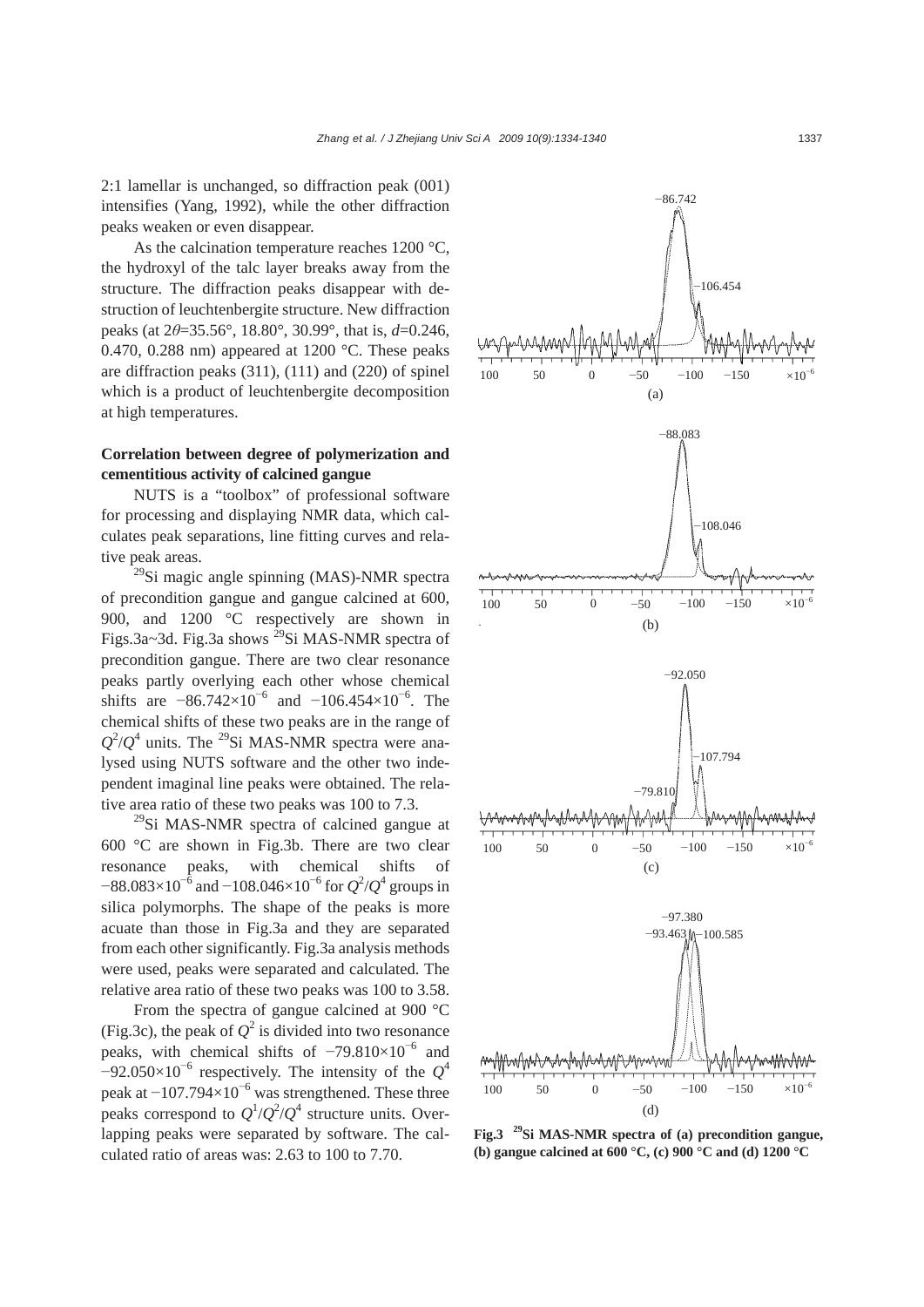2:1 lamellar is unchanged, so diffraction peak (001) intensifies (Yang, 1992), while the other diffraction peaks weaken or even disappear.

As the calcination temperature reaches 1200 °C, the hydroxyl of the talc layer breaks away from the structure. The diffraction peaks disappear with destruction of leuchtenbergite structure. New diffraction peaks (at $2\theta$=35.56°, 18.80°, 30.99°, that is, $d$=0.246, 0.470, 0.288 nm) appeared at 1200 °C. These peaks are diffraction peaks (311), (111) and (220) of spinel which is a product of leuchtenbergite decomposition at high temperatures.

### Correlation between degree of polymerization and cementitious activity of calcined gangue

NUTS is a "toolbox" of professional software for processing and displaying NMR data, which calculates peak separations, line fitting curves and relative peak areas.

$^{29}$Si magic angle spinning (MAS)-NMR spectra of precondition gangue and gangue calcined at 600, 900, and 1200 °C respectively are shown in Figs.3a~3d. Fig.3a shows $^{29}$Si MAS-NMR spectra of precondition gangue. There are two clear resonance peaks partly overlying each other whose chemical shifts are $-86.742\times10^{-6}$ and $-106.454\times10^{-6}$. The chemical shifts of these two peaks are in the range of $Q^2$/$Q^4$ units. The $^{29}$Si MAS-NMR spectra were analysed using NUTS software and the other two independent imaginal line peaks were obtained. The relative area ratio of these two peaks was 100 to 7.3.

$^{29}$Si MAS-NMR spectra of calcined gangue at 600 °C are shown in Fig.3b. There are two clear resonance peaks, with chemical shifts of $-88.083\times10^{-6}$ and $-108.046\times10^{-6}$ for $Q^2$/$Q^4$ groups in silica polymorphs. The shape of the peaks is more acuate than those in Fig.3a and they are separated from each other significantly. Fig.3a analysis methods were used, peaks were separated and calculated. The relative area ratio of these two peaks was 100 to 3.58.

From the spectra of gangue calcined at 900 °C (Fig.3c), the peak of $Q^2$ is divided into two resonance peaks, with chemical shifts of $-79.810\times10^{-6}$ and $-92.050\times10^{-6}$ respectively. The intensity of the $Q^4$ peak at $-107.794\times10^{-6}$ was strengthened. These three peaks correspond to $Q^1$/$Q^2$/$Q^4$ structure units. Overlapping peaks were separated by software. The calculated ratio of areas was: 2.63 to 100 to 7.70.

**Fig.3 $^{29}$Si MAS-NMR spectra of (a) precondition gangue, (b) gangue calcined at 600 °C, (c) 900 °C and (d) 1200 °C**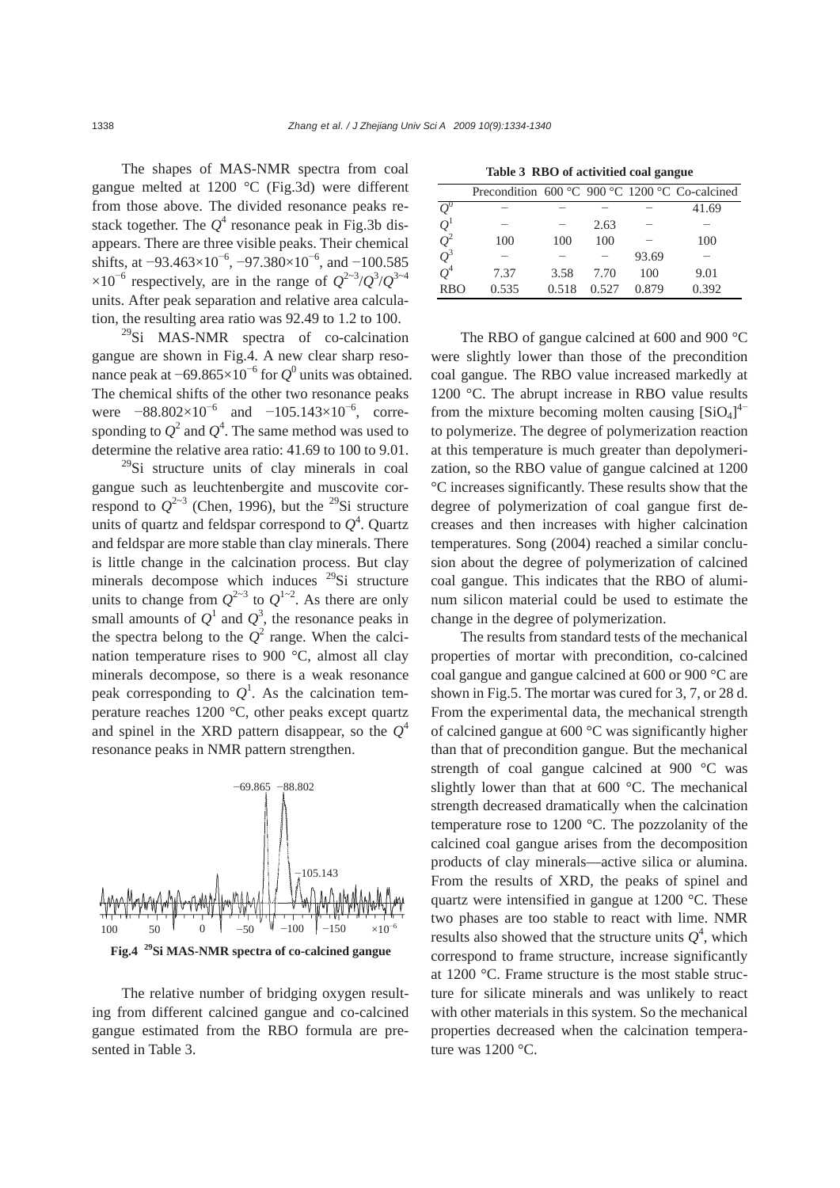The shapes of MAS-NMR spectra from coal gangue melted at 1200 °C (Fig.3d) were different from those above. The divided resonance peaks re-stack together. The $Q^4$ resonance peak in Fig.3b disappears. There are three visible peaks. Their chemical shifts, at $-93.463\times10^{-6}$, $-97.380\times10^{-6}$, and $-100.585\times10^{-6}$ respectively, are in the range of $Q^{2\sim3}/Q^3/Q^{3\sim4}$ units. After peak separation and relative area calculation, the resulting area ratio was 92.49 to 1.2 to 100.

$^{29}$Si MAS-NMR spectra of co-calcination gangue are shown in Fig.4. A new clear sharp resonance peak at $-69.865\times10^{-6}$ for $Q^0$ units was obtained. The chemical shifts of the other two resonance peaks were $-88.802\times10^{-6}$ and $-105.143\times10^{-6}$, corresponding to $Q^2$ and $Q^4$. The same method was used to determine the relative area ratio: 41.69 to 100 to 9.01.

$^{29}$Si structure units of clay minerals in coal gangue such as leuchtenbergite and muscovite correspond to $Q^{2\sim3}$ (Chen, 1996), but the $^{29}$Si structure units of quartz and feldspar correspond to $Q^4$. Quartz and feldspar are more stable than clay minerals. There is little change in the calcination process. But clay minerals decompose which induces $^{29}$Si structure units to change from $Q^{2\sim3}$ to $Q^{1\sim2}$. As there are only small amounts of $Q^1$ and $Q^3$, the resonance peaks in the spectra belong to the $Q^2$ range. When the calcination temperature rises to 900 °C, almost all clay minerals decompose, so there is a weak resonance peak corresponding to $Q^1$. As the calcination temperature reaches 1200 °C, other peaks except quartz and spinel in the XRD pattern disappear, so the $Q^4$ resonance peaks in NMR pattern strengthen.

**Fig.4 $^{29}$Si MAS-NMR spectra of co-calcined gangue**

The relative number of bridging oxygen resulting from different calcined gangue and co-calcined gangue estimated from the RBO formula are presented in Table 3.

**Table 3 RBO of activitied coal gangue**

| | Precondition | 600 °C | 900 °C | 1200 °C | Co-calcined |
|---|---|---|---|---|---|
| $Q^0$ | – | – | – | – | 41.69 |
| $Q^1$ | – | – | 2.63 | – | – |
| $Q^2$ | 100 | 100 | 100 | – | 100 |
| $Q^3$ | – | – | – | 93.69 | – |
| $Q^4$ | 7.37 | 3.58 | 7.70 | 100 | 9.01 |
| RBO | 0.535 | 0.518 | 0.527 | 0.879 | 0.392 |

The RBO of gangue calcined at 600 and 900 °C were slightly lower than those of the precondition coal gangue. The RBO value increased markedly at 1200 °C. The abrupt increase in RBO value results from the mixture becoming molten causing $[SiO_4]^{4-}$ to polymerize. The degree of polymerization reaction at this temperature is much greater than depolymerization, so the RBO value of gangue calcined at 1200 °C increases significantly. These results show that the degree of polymerization of coal gangue first decreases and then increases with higher calcination temperatures. Song (2004) reached a similar conclusion about the degree of polymerization of calcined coal gangue. This indicates that the RBO of aluminum silicon material could be used to estimate the change in the degree of polymerization.

The results from standard tests of the mechanical properties of mortar with precondition, co-calcined coal gangue and gangue calcined at 600 or 900 °C are shown in Fig.5. The mortar was cured for 3, 7, or 28 d. From the experimental data, the mechanical strength of calcined gangue at 600 °C was significantly higher than that of precondition gangue. But the mechanical strength of coal gangue calcined at 900 °C was slightly lower than that at 600 °C. The mechanical strength decreased dramatically when the calcination temperature rose to 1200 °C. The pozzolanity of the calcined coal gangue arises from the decomposition products of clay minerals—active silica or alumina. From the results of XRD, the peaks of spinel and quartz were intensified in gangue at 1200 °C. These two phases are too stable to react with lime. NMR results also showed that the structure units $Q^4$, which correspond to frame structure, increase significantly at 1200 °C. Frame structure is the most stable structure for silicate minerals and was unlikely to react with other materials in this system. So the mechanical properties decreased when the calcination temperature was 1200 °C.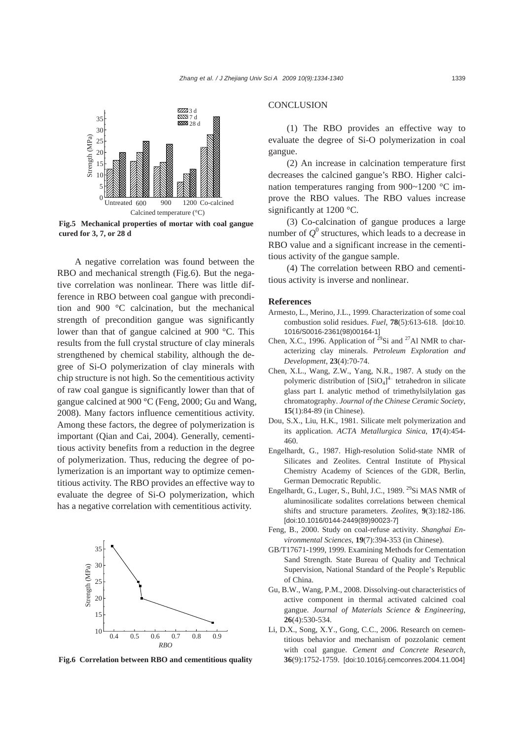Fig.5 **Mechanical properties of mortar with coal gangue cured for 3, 7, or 28 d**

A negative correlation was found between the RBO and mechanical strength (Fig.6). But the negative correlation was nonlinear. There was little difference in RBO between coal gangue with precondition and 900 °C calcination, but the mechanical strength of precondition gangue was significantly lower than that of gangue calcined at 900 °C. This results from the full crystal structure of clay minerals strengthened by chemical stability, although the degree of Si-O polymerization of clay minerals with chip structure is not high. So the cementitious activity of raw coal gangue is significantly lower than that of gangue calcined at 900 °C (Feng, 2000; Gu and Wang, 2008). Many factors influence cementitious activity. Among these factors, the degree of polymerization is important (Qian and Cai, 2004). Generally, cementitious activity benefits from a reduction in the degree of polymerization. Thus, reducing the degree of polymerization is an important way to optimize cementitious activity. The RBO provides an effective way to evaluate the degree of Si-O polymerization, which has a negative correlation with cementitious activity.

**Fig.6 Correlation between RBO and cementitious quality**

## CONCLUSION

(1) The RBO provides an effective way to evaluate the degree of Si-O polymerization in coal gangue.

(2) An increase in calcination temperature first decreases the calcined gangue's RBO. Higher calcination temperatures ranging from 900~1200 °C improve the RBO values. The RBO values increase significantly at 1200 °C.

(3) Co-calcination of gangue produces a large number of $Q^0$ structures, which leads to a decrease in RBO value and a significant increase in the cementitious activity of the gangue sample.

(4) The correlation between RBO and cementitious activity is inverse and nonlinear.

## References

Armesto, L., Merino, J.L., 1999. Characterization of some coal combustion solid residues. *Fuel*, **78**(5):613-618. [doi:10.1016/S0016-2361(98)00164-1]

Chen, X.C., 1996. Application of $^{29}$Si and $^{27}$Al NMR to characterizing clay minerals. *Petroleum Exploration and Development*, **23**(4):70-74.

Chen, X.L., Wang, Z.W., Yang, N.R., 1987. A study on the polymeric distribution of $[SiO_4]^{4-}$ tetrahedron in silicate glass part I. analytic method of trimethylsilylation gas chromatography. *Journal of the Chinese Ceramic Society*, **15**(1):84-89 (in Chinese).

Dou, S.X., Liu, H.K., 1981. Silicate melt polymerization and its application. *ACTA Metallurgica Sinica*, **17**(4):454-460.

Engelhardt, G., 1987. High-resolution Solid-state NMR of Silicates and Zeolites. Central Institute of Physical Chemistry Academy of Sciences of the GDR, Berlin, German Democratic Republic.

Engelhardt, G., Luger, S., Buhl, J.C., 1989. $^{29}$Si MAS NMR of aluminosilicate sodalites correlations between chemical shifts and structure parameters. *Zeolites*, **9**(3):182-186. [doi:10.1016/0144-2449(89)90023-7]

Feng, B., 2000. Study on coal-refuse activity. *Shanghai Environmental Sciences*, **19**(7):394-353 (in Chinese).

GB/T17671-1999, 1999. Examining Methods for Cementation Sand Strength. State Bureau of Quality and Technical Supervision, National Standard of the People's Republic of China.

Gu, B.W., Wang, P.M., 2008. Dissolving-out characteristics of active component in thermal activated calcined coal gangue. *Journal of Materials Science & Engineering*, **26**(4):530-534.

Li, D.X., Song, X.Y., Gong, C.C., 2006. Research on cementitious behavior and mechanism of pozzolanic cement with coal gangue. *Cement and Concrete Research*, **36**(9):1752-1759. [doi:10.1016/j.cemconres.2004.11.004]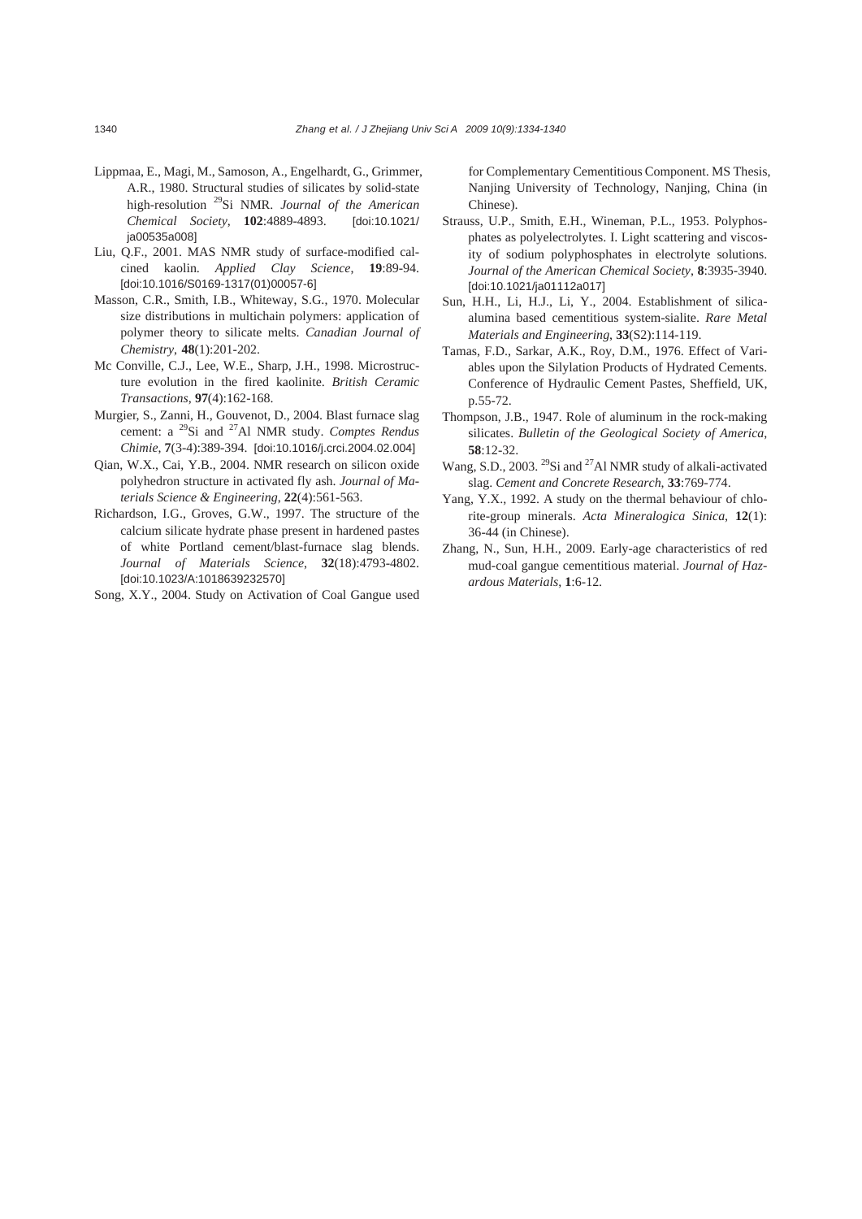Lippmaa, E., Magi, M., Samoson, A., Engelhardt, G., Grimmer, A.R., 1980. Structural studies of silicates by solid-state high-resolution $^{29}$Si NMR. *Journal of the American Chemical Society*, **102**:4889-4893. [doi:10.1021/ja00535a008]

Liu, Q.F., 2001. MAS NMR study of surface-modified calcined kaolin. *Applied Clay Science*, **19**:89-94. [doi:10.1016/S0169-1317(01)00057-6]

Masson, C.R., Smith, I.B., Whiteway, S.G., 1970. Molecular size distributions in multichain polymers: application of polymer theory to silicate melts. *Canadian Journal of Chemistry*, **48**(1):201-202.

Mc Conville, C.J., Lee, W.E., Sharp, J.H., 1998. Microstructure evolution in the fired kaolinite. *British Ceramic Transactions*, **97**(4):162-168.

Murgier, S., Zanni, H., Gouvenot, D., 2004. Blast furnace slag cement: a $^{29}$Si and $^{27}$Al NMR study. *Comptes Rendus Chimie*, **7**(3-4):389-394. [doi:10.1016/j.crci.2004.02.004]

Qian, W.X., Cai, Y.B., 2004. NMR research on silicon oxide polyhedron structure in activated fly ash. *Journal of Materials Science & Engineering*, **22**(4):561-563.

Richardson, I.G., Groves, G.W., 1997. The structure of the calcium silicate hydrate phase present in hardened pastes of white Portland cement/blast-furnace slag blends. *Journal of Materials Science*, **32**(18):4793-4802. [doi:10.1023/A:1018639232570]

Song, X.Y., 2004. Study on Activation of Coal Gangue used for Complementary Cementitious Component. MS Thesis, Nanjing University of Technology, Nanjing, China (in Chinese).

Strauss, U.P., Smith, E.H., Wineman, P.L., 1953. Polyphosphates as polyelectrolytes. I. Light scattering and viscosity of sodium polyphosphates in electrolyte solutions. *Journal of the American Chemical Society*, **8**:3935-3940. [doi:10.1021/ja01112a017]

Sun, H.H., Li, H.J., Li, Y., 2004. Establishment of silica-alumina based cementitious system-sialite. *Rare Metal Materials and Engineering*, **33**(S2):114-119.

Tamas, F.D., Sarkar, A.K., Roy, D.M., 1976. Effect of Variables upon the Silylation Products of Hydrated Cements. Conference of Hydraulic Cement Pastes, Sheffield, UK, p.55-72.

Thompson, J.B., 1947. Role of aluminum in the rock-making silicates. *Bulletin of the Geological Society of America*, **58**:12-32.

Wang, S.D., 2003. $^{29}$Si and $^{27}$Al NMR study of alkali-activated slag. *Cement and Concrete Research*, **33**:769-774.

Yang, Y.X., 1992. A study on the thermal behaviour of chlorite-group minerals. *Acta Mineralogica Sinica*, **12**(1): 36-44 (in Chinese).

Zhang, N., Sun, H.H., 2009. Early-age characteristics of red mud-coal gangue cementitious material. *Journal of Hazardous Materials*, **1**:6-12.